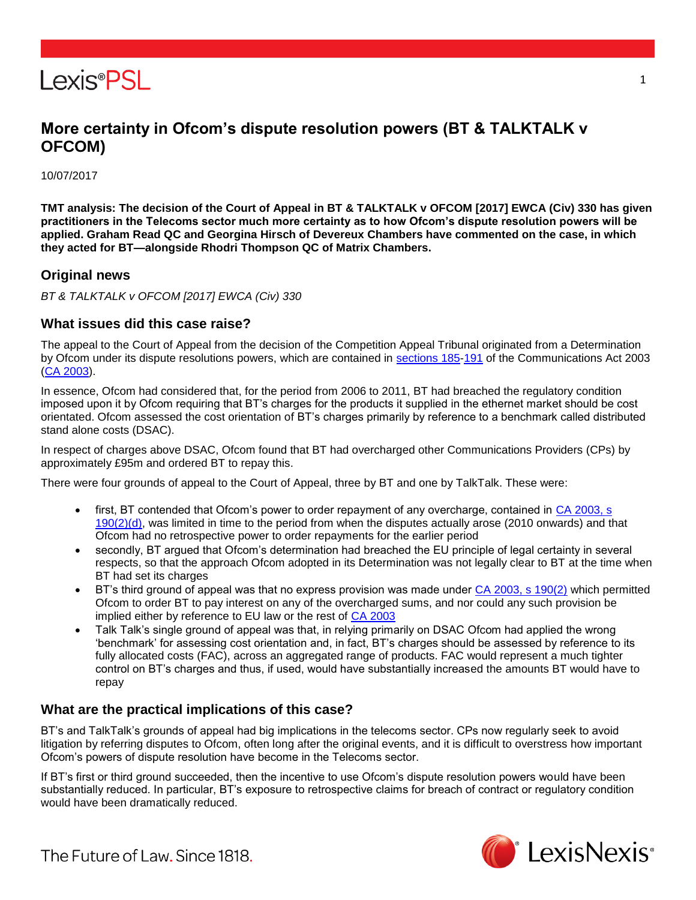# More certainty in Ofcom's dispute resolution powers (BT & TALKTALK v OFCOM)

10/07/2017

**TMT analysis: The decision of the Court of Appeal in BT & TALKTALK v OFCOM [2017] EWCA (Civ) 330 has given practitioners in the Telecoms sector much more certainty as to how Ofcom's dispute resolution powers will be applied. Graham Read QC and Georgina Hirsch of Devereux Chambers have commented on the case, in which they acted for BT—alongside Rhodri Thompson QC of Matrix Chambers.**

## Original news

*BT & TALKTALK v OFCOM [2017] EWCA (Civ) 330*

## What issues did this case raise?

The appeal to the Court of Appeal from the decision of the Competition Appeal Tribunal originated from a Determination by Ofcom under its dispute resolutions powers, which are contained in sections 185-191 of the Communications Act 2003 (CA 2003).

In essence, Ofcom had considered that, for the period from 2006 to 2011, BT had breached the regulatory condition imposed upon it by Ofcom requiring that BT's charges for the products it supplied in the ethernet market should be cost orientated. Ofcom assessed the cost orientation of BT's charges primarily by reference to a benchmark called distributed stand alone costs (DSAC).

In respect of charges above DSAC, Ofcom found that BT had overcharged other Communications Providers (CPs) by approximately £95m and ordered BT to repay this.

There were four grounds of appeal to the Court of Appeal, three by BT and one by TalkTalk. These were:

- first, BT contended that Ofcom's power to order repayment of any overcharge, contained in CA 2003, s 190(2)(d), was limited in time to the period from when the disputes actually arose (2010 onwards) and that Ofcom had no retrospective power to order repayments for the earlier period
- secondly, BT argued that Ofcom's determination had breached the EU principle of legal certainty in several respects, so that the approach Ofcom adopted in its Determination was not legally clear to BT at the time when BT had set its charges
- BT's third ground of appeal was that no express provision was made under CA 2003, s 190(2) which permitted Ofcom to order BT to pay interest on any of the overcharged sums, and nor could any such provision be implied either by reference to EU law or the rest of CA 2003
- Talk Talk's single ground of appeal was that, in relying primarily on DSAC Ofcom had applied the wrong 'benchmark' for assessing cost orientation and, in fact, BT's charges should be assessed by reference to its fully allocated costs (FAC), across an aggregated range of products. FAC would represent a much tighter control on BT's charges and thus, if used, would have substantially increased the amounts BT would have to repay

## What are the practical implications of this case?

BT's and TalkTalk's grounds of appeal had big implications in the telecoms sector. CPs now regularly seek to avoid litigation by referring disputes to Ofcom, often long after the original events, and it is difficult to overstress how important Ofcom's powers of dispute resolution have become in the Telecoms sector.

If BT's first or third ground succeeded, then the incentive to use Ofcom's dispute resolution powers would have been substantially reduced. In particular, BT's exposure to retrospective claims for breach of contract or regulatory condition would have been dramatically reduced.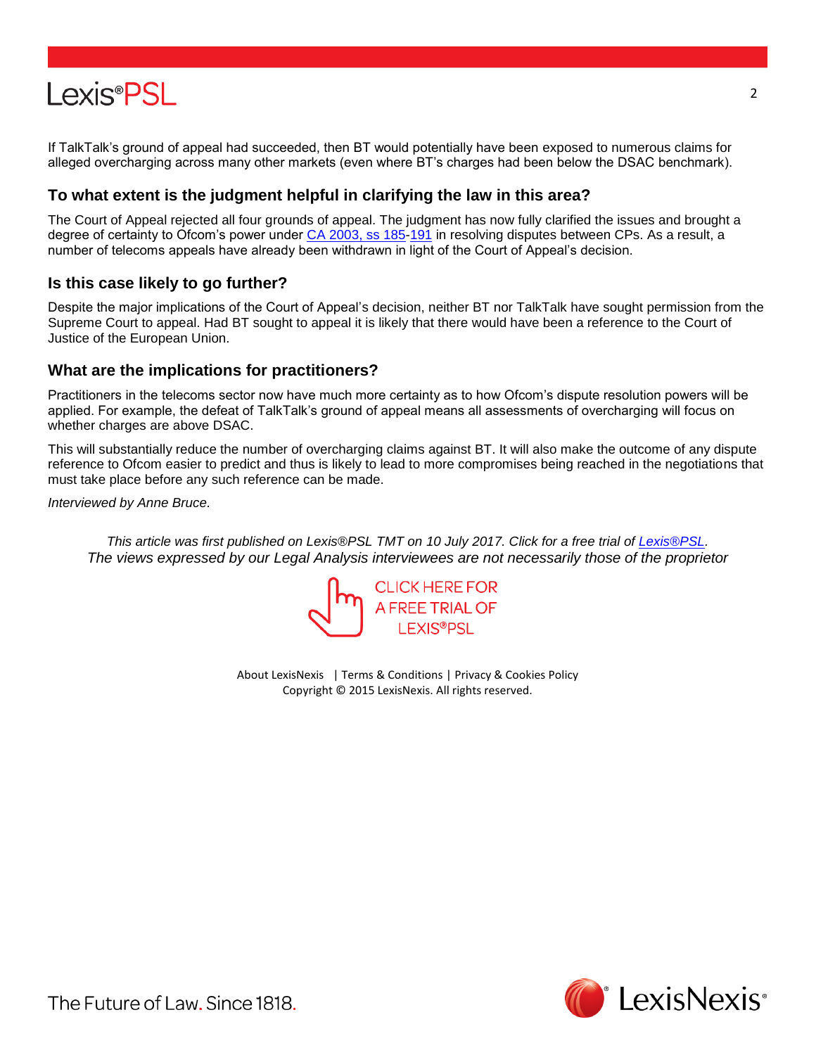If TalkTalk's ground of appeal had succeeded, then BT would potentially have been exposed to numerous claims for alleged overcharging across many other markets (even where BT's charges had been below the DSAC benchmark).

### To what extent is the judgment helpful in clarifying the law in this area?

The Court of Appeal rejected all four grounds of appeal. The judgment has now fully clarified the issues and brought a degree of certainty to Ofcom's power under CA 2003, ss 185-191 in resolving disputes between CPs. As a result, a number of telecoms appeals have already been withdrawn in light of the Court of Appeal's decision.

### Is this case likely to go further?

Despite the major implications of the Court of Appeal's decision, neither BT nor TalkTalk have sought permission from the Supreme Court to appeal. Had BT sought to appeal it is likely that there would have been a reference to the Court of Justice of the European Union.

### What are the implications for practitioners?

Practitioners in the telecoms sector now have much more certainty as to how Ofcom's dispute resolution powers will be applied. For example, the defeat of TalkTalk's ground of appeal means all assessments of overcharging will focus on whether charges are above DSAC.

This will substantially reduce the number of overcharging claims against BT. It will also make the outcome of any dispute reference to Ofcom easier to predict and thus is likely to lead to more compromises being reached in the negotiations that must take place before any such reference can be made.

*Interviewed by Anne Bruce.*

*This article was first published on Lexis®PSL TMT on 10 July 2017. Click for a free trial of Lexis®PSL.*
*The views expressed by our Legal Analysis interviewees are not necessarily those of the proprietor*

CLICK HERE FOR A FREE TRIAL OF LEXIS®PSL

About LexisNexis | Terms & Conditions | Privacy & Cookies Policy
Copyright © 2015 LexisNexis. All rights reserved.